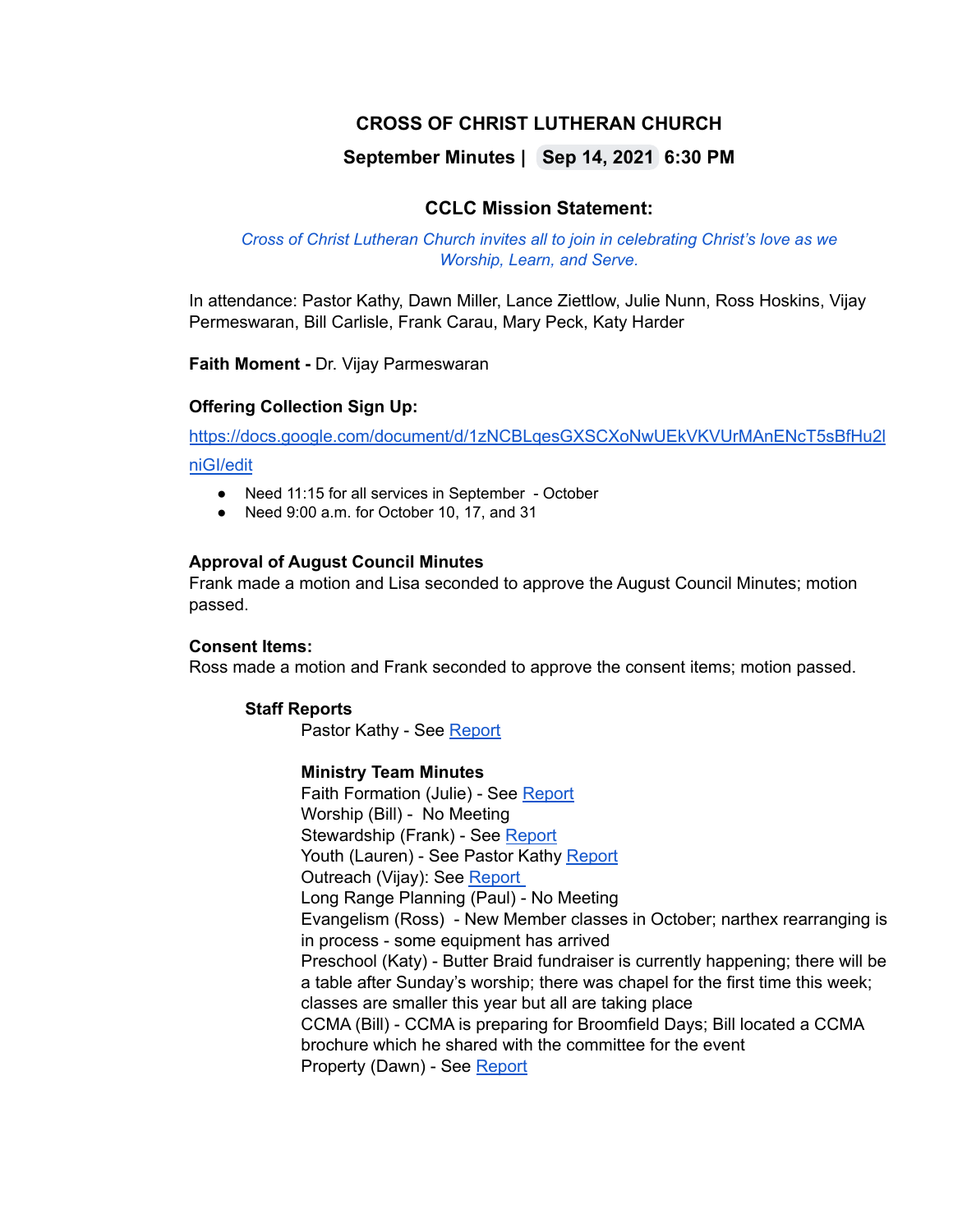# CROSS OF CHRIST LUTHERAN CHURCH

## September Minutes | Sep 14, 2021 6:30 PM

### CCLC Mission Statement:

*Cross of Christ Lutheran Church invites all to join in celebrating Christ's love as we Worship, Learn, and Serve.*

In attendance: Pastor Kathy, Dawn Miller, Lance Ziettlow, Julie Nunn, Ross Hoskins, Vijay Permeswaran, Bill Carlisle, Frank Carau, Mary Peck, Katy Harder

**Faith Moment -** Dr. Vijay Parmeswaran

**Offering Collection Sign Up:**

https://docs.google.com/document/d/1zNCBLqesGXSCXoNwUEkVKVUrMAnENcT5sBfHu2lniGI/edit

- Need 11:15 for all services in September - October
- Need 9:00 a.m. for October 10, 17, and 31

**Approval of August Council Minutes**
Frank made a motion and Lisa seconded to approve the August Council Minutes; motion passed.

**Consent Items:**
Ross made a motion and Frank seconded to approve the consent items; motion passed.

**Staff Reports**

Pastor Kathy - See Report

**Ministry Team Minutes**

Faith Formation (Julie) - See Report
Worship (Bill) - No Meeting
Stewardship (Frank) - See Report
Youth (Lauren) - See Pastor Kathy Report
Outreach (Vijay): See Report
Long Range Planning (Paul) - No Meeting
Evangelism (Ross) - New Member classes in October; narthex rearranging is in process - some equipment has arrived
Preschool (Katy) - Butter Braid fundraiser is currently happening; there will be a table after Sunday's worship; there was chapel for the first time this week; classes are smaller this year but all are taking place
CCMA (Bill) - CCMA is preparing for Broomfield Days; Bill located a CCMA brochure which he shared with the committee for the event
Property (Dawn) - See Report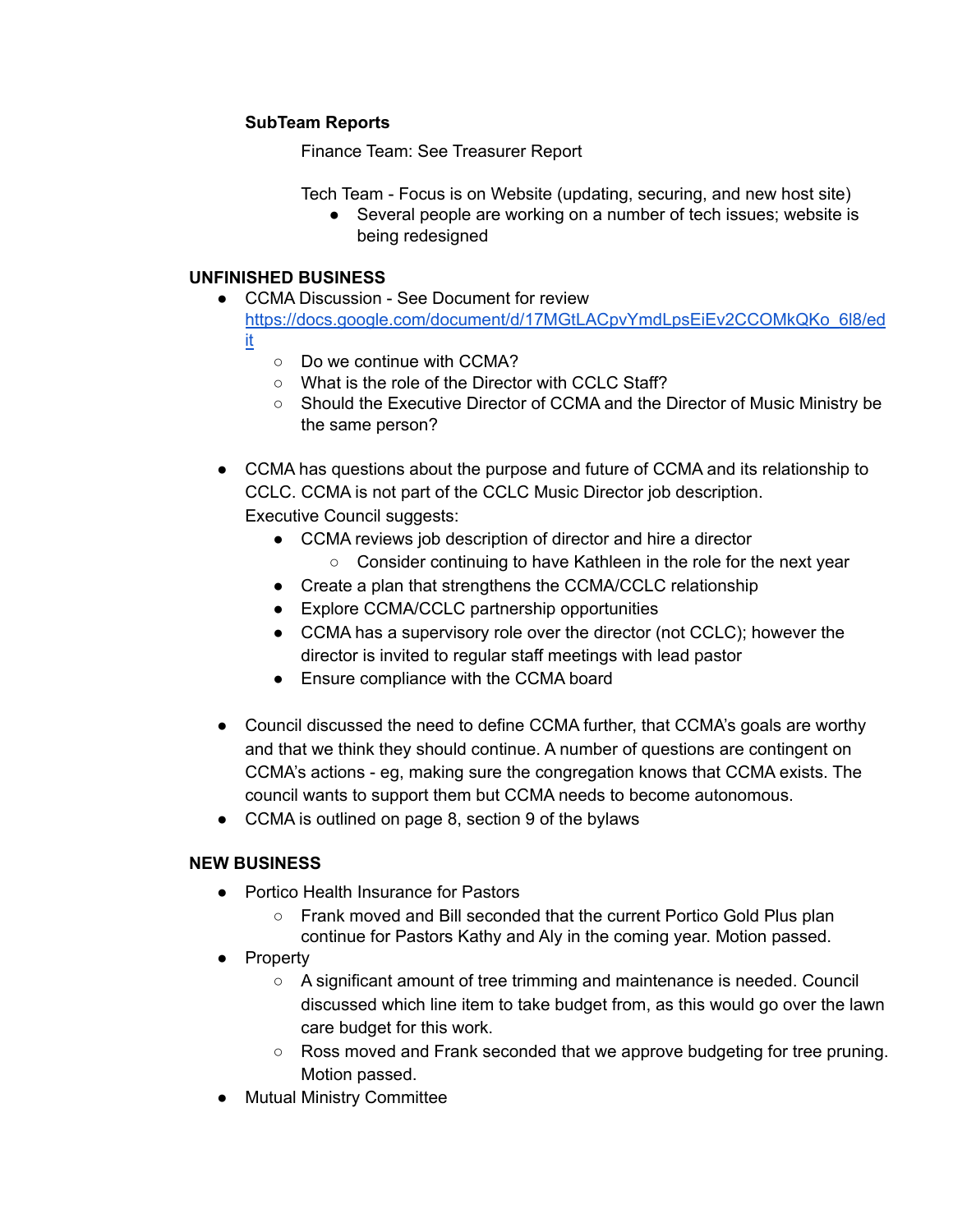**SubTeam Reports**

Finance Team: See Treasurer Report

Tech Team - Focus is on Website (updating, securing, and new host site)

- Several people are working on a number of tech issues; website is being redesigned

**UNFINISHED BUSINESS**

- CCMA Discussion - See Document for review [https://docs.google.com/document/d/17MGtLACpvYmdLpsEiEv2CCOMkQKo_6l8/edit](https://docs.google.com/document/d/17MGtLACpvYmdLpsEiEv2CCOMkQKo_6l8/edit)
  - Do we continue with CCMA?
  - What is the role of the Director with CCLC Staff?
  - Should the Executive Director of CCMA and the Director of Music Ministry be the same person?

- CCMA has questions about the purpose and future of CCMA and its relationship to CCLC. CCMA is not part of the CCLC Music Director job description. Executive Council suggests:
  - CCMA reviews job description of director and hire a director
    - Consider continuing to have Kathleen in the role for the next year
  - Create a plan that strengthens the CCMA/CCLC relationship
  - Explore CCMA/CCLC partnership opportunities
  - CCMA has a supervisory role over the director (not CCLC); however the director is invited to regular staff meetings with lead pastor
  - Ensure compliance with the CCMA board

- Council discussed the need to define CCMA further, that CCMA's goals are worthy and that we think they should continue. A number of questions are contingent on CCMA's actions - eg, making sure the congregation knows that CCMA exists. The council wants to support them but CCMA needs to become autonomous.
- CCMA is outlined on page 8, section 9 of the bylaws

**NEW BUSINESS**

- Portico Health Insurance for Pastors
  - Frank moved and Bill seconded that the current Portico Gold Plus plan continue for Pastors Kathy and Aly in the coming year. Motion passed.
- Property
  - A significant amount of tree trimming and maintenance is needed. Council discussed which line item to take budget from, as this would go over the lawn care budget for this work.
  - Ross moved and Frank seconded that we approve budgeting for tree pruning. Motion passed.
- Mutual Ministry Committee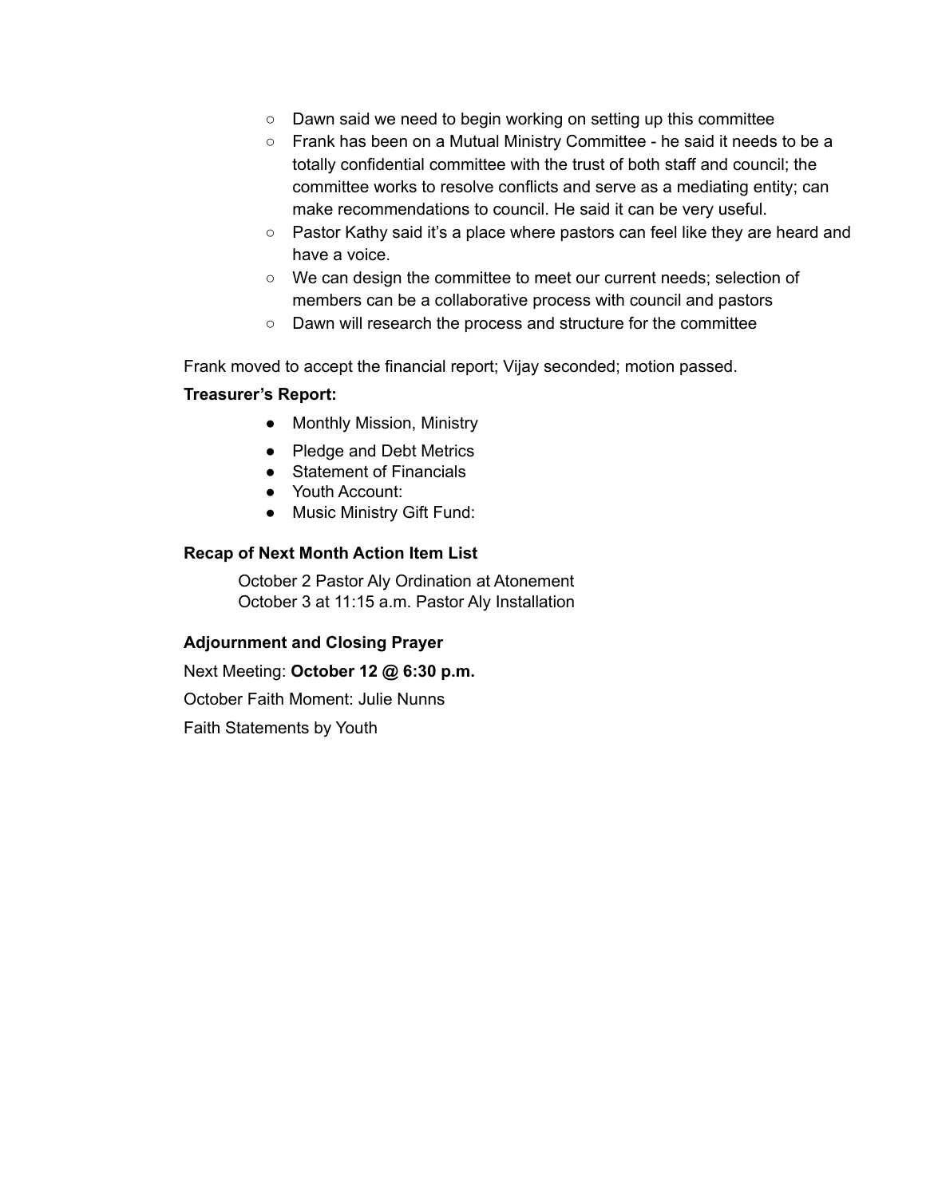- Dawn said we need to begin working on setting up this committee
- Frank has been on a Mutual Ministry Committee - he said it needs to be a totally confidential committee with the trust of both staff and council; the committee works to resolve conflicts and serve as a mediating entity; can make recommendations to council. He said it can be very useful.
- Pastor Kathy said it's a place where pastors can feel like they are heard and have a voice.
- We can design the committee to meet our current needs; selection of members can be a collaborative process with council and pastors
- Dawn will research the process and structure for the committee

Frank moved to accept the financial report; Vijay seconded; motion passed.

**Treasurer's Report:**

- Monthly Mission, Ministry
- Pledge and Debt Metrics
- Statement of Financials
- Youth Account:
- Music Ministry Gift Fund:

**Recap of Next Month Action Item List**

October 2 Pastor Aly Ordination at Atonement
October 3 at 11:15 a.m. Pastor Aly Installation

**Adjournment and Closing Prayer**

Next Meeting: **October 12 @ 6:30 p.m.**

October Faith Moment: Julie Nunns

Faith Statements by Youth